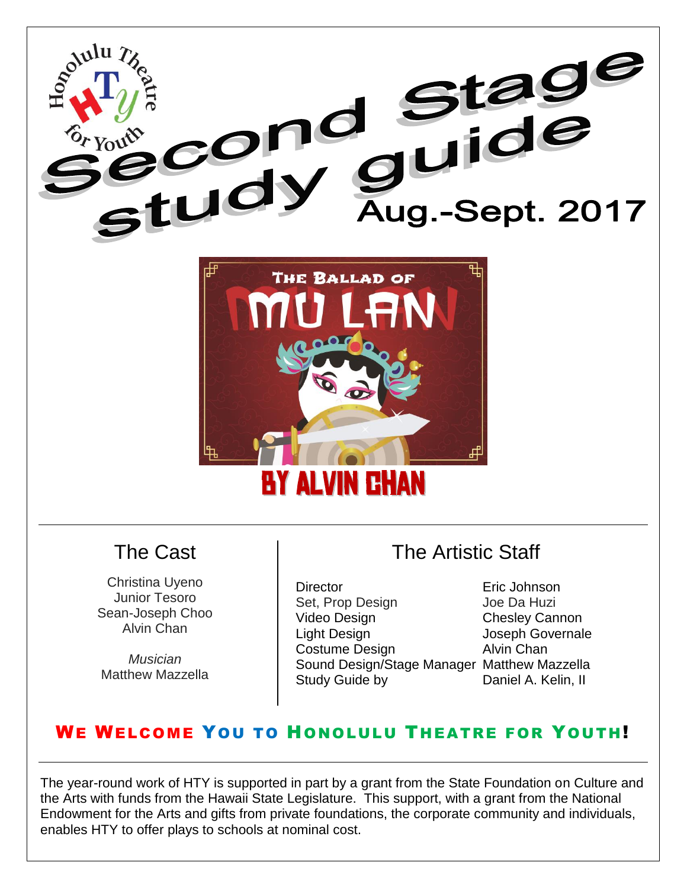Honolulu Theatre for Youth

# Second Stage study guide

Aug.-Sept. 2017

THE BALLAD OF MU LAN

BY ALVIN CHAN

## The Cast

Christina Uyeno
Junior Tesoro
Sean-Joseph Choo
Alvin Chan

*Musician*
Matthew Mazzella

## The Artistic Staff

| Role | Name |
| --- | --- |
| Director | Eric Johnson |
| Set, Prop Design | Joe Da Huzi |
| Video Design | Chesley Cannon |
| Light Design | Joseph Governale |
| Costume Design | Alvin Chan |
| Sound Design/Stage Manager | Matthew Mazzella |
| Study Guide by | Daniel A. Kelin, II |

## WE WELCOME YOU TO HONOLULU THEATRE FOR YOUTH!

The year-round work of HTY is supported in part by a grant from the State Foundation on Culture and the Arts with funds from the Hawaii State Legislature. This support, with a grant from the National Endowment for the Arts and gifts from private foundations, the corporate community and individuals, enables HTY to offer plays to schools at nominal cost.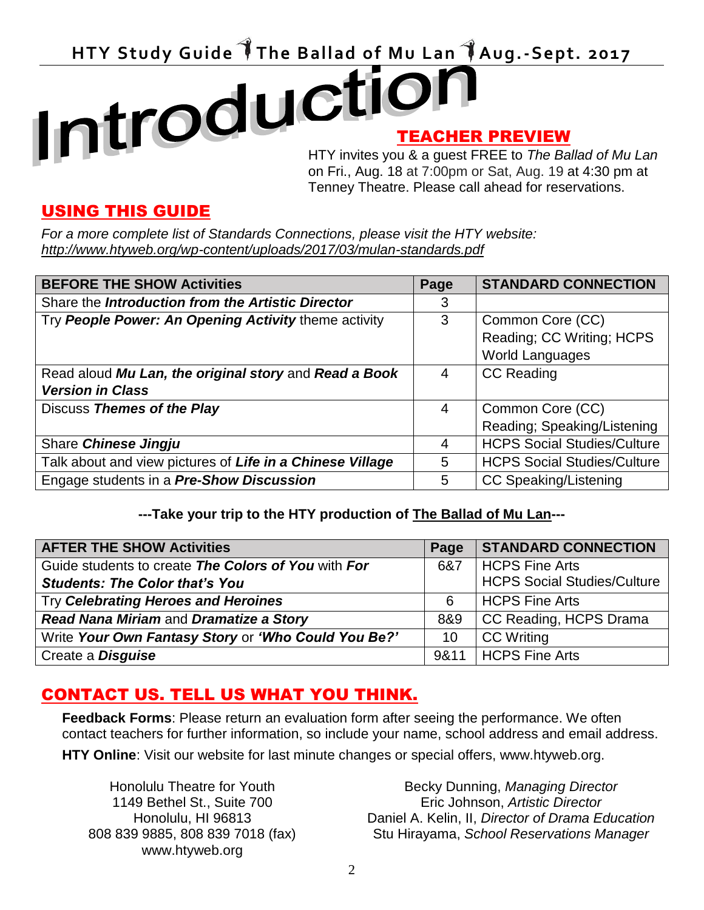# Introduction

## TEACHER PREVIEW

HTY invites you & a guest FREE to *The Ballad of Mu Lan* on Fri., Aug. 18 at 7:00pm or Sat, Aug. 19 at 4:30 pm at Tenney Theatre. Please call ahead for reservations.

## USING THIS GUIDE

*For a more complete list of Standards Connections, please visit the HTY website: http://www.htyweb.org/wp-content/uploads/2017/03/mulan-standards.pdf*

| BEFORE THE SHOW Activities | Page | STANDARD CONNECTION |
|---|---|---|
| Share the ***Introduction from the Artistic Director*** | 3 | |
| Try ***People Power: An Opening Activity*** theme activity | 3 | Common Core (CC) Reading; CC Writing; HCPS World Languages |
| Read aloud ***Mu Lan, the original story*** and ***Read a Book Version in Class*** | 4 | CC Reading |
| Discuss ***Themes of the Play*** | 4 | Common Core (CC) Reading; Speaking/Listening |
| Share ***Chinese Jingju*** | 4 | HCPS Social Studies/Culture |
| Talk about and view pictures of ***Life in a Chinese Village*** | 5 | HCPS Social Studies/Culture |
| Engage students in a ***Pre-Show Discussion*** | 5 | CC Speaking/Listening |

**---Take your trip to the HTY production of The Ballad of Mu Lan---**

| AFTER THE SHOW Activities | Page | STANDARD CONNECTION |
|---|---|---|
| Guide students to create ***The Colors of You*** with ***For Students: The Color that's You*** | 6&7 | HCPS Fine Arts<br>HCPS Social Studies/Culture |
| Try ***Celebrating Heroes and Heroines*** | 6 | HCPS Fine Arts |
| ***Read Nana Miriam*** and ***Dramatize a Story*** | 8&9 | CC Reading, HCPS Drama |
| Write ***Your Own Fantasy Story*** or ***'Who Could You Be?'*** | 10 | CC Writing |
| Create a ***Disguise*** | 9&11 | HCPS Fine Arts |

## CONTACT US. TELL US WHAT YOU THINK.

**Feedback Forms**: Please return an evaluation form after seeing the performance. We often contact teachers for further information, so include your name, school address and email address.

**HTY Online**: Visit our website for last minute changes or special offers, www.htyweb.org.

Honolulu Theatre for Youth
1149 Bethel St., Suite 700
Honolulu, HI 96813
808 839 9885, 808 839 7018 (fax)
www.htyweb.org

Becky Dunning, *Managing Director*
Eric Johnson, *Artistic Director*
Daniel A. Kelin, II, *Director of Drama Education*
Stu Hirayama, *School Reservations Manager*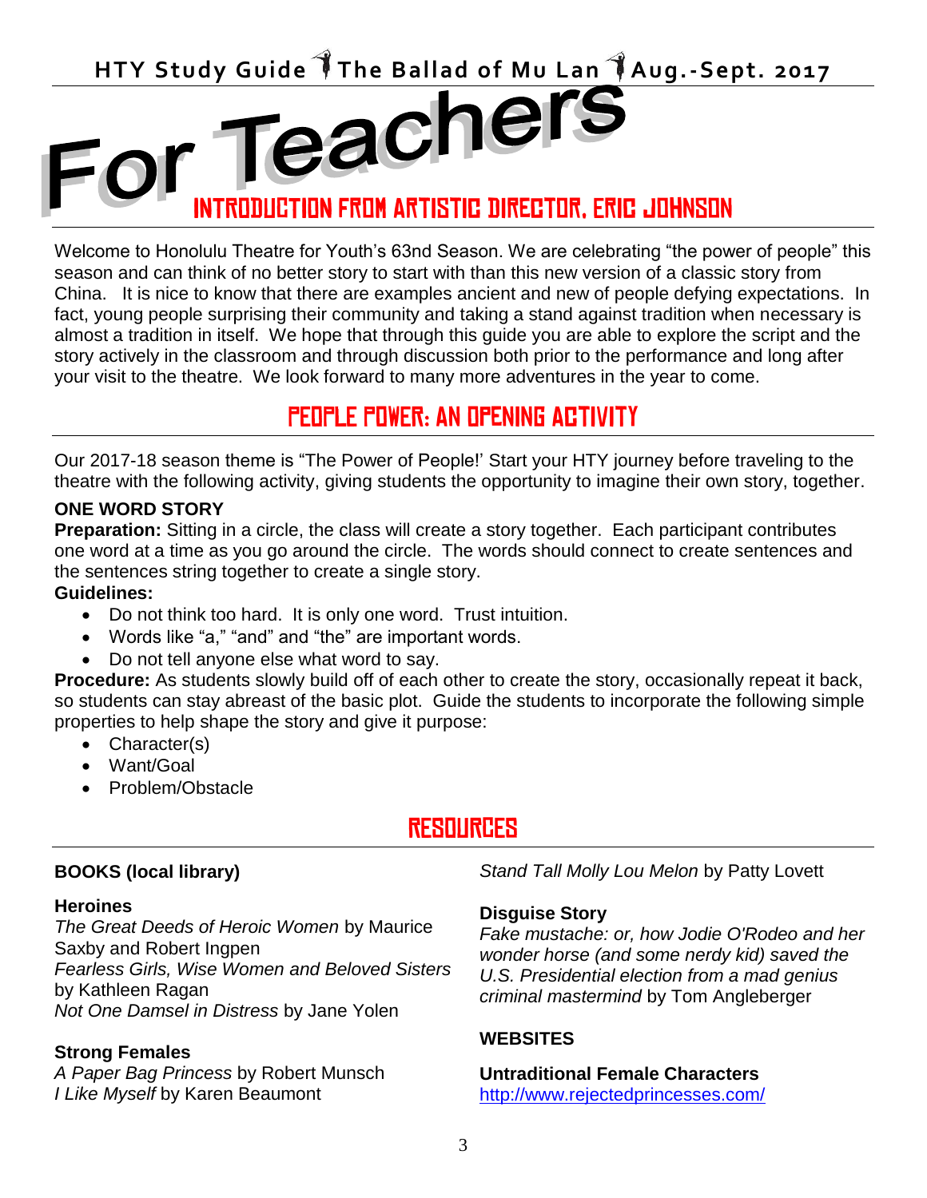# For Teachers

## INTRODUCTION FROM ARTISTIC DIRECTOR, ERIC JOHNSON

Welcome to Honolulu Theatre for Youth's 63nd Season. We are celebrating "the power of people" this season and can think of no better story to start with than this new version of a classic story from China. It is nice to know that there are examples ancient and new of people defying expectations. In fact, young people surprising their community and taking a stand against tradition when necessary is almost a tradition in itself. We hope that through this guide you are able to explore the script and the story actively in the classroom and through discussion both prior to the performance and long after your visit to the theatre. We look forward to many more adventures in the year to come.

## PEOPLE POWER: AN OPENING ACTIVITY

Our 2017-18 season theme is "The Power of People!' Start your HTY journey before traveling to the theatre with the following activity, giving students the opportunity to imagine their own story, together.

**ONE WORD STORY**

**Preparation:** Sitting in a circle, the class will create a story together. Each participant contributes one word at a time as you go around the circle. The words should connect to create sentences and the sentences string together to create a single story.

**Guidelines:**

- Do not think too hard. It is only one word. Trust intuition.
- Words like "a," "and" and "the" are important words.
- Do not tell anyone else what word to say.

**Procedure:** As students slowly build off of each other to create the story, occasionally repeat it back, so students can stay abreast of the basic plot. Guide the students to incorporate the following simple properties to help shape the story and give it purpose:

- Character(s)
- Want/Goal
- Problem/Obstacle

## RESOURCES

**BOOKS (local library)**

**Heroines**

*The Great Deeds of Heroic Women* by Maurice Saxby and Robert Ingpen
*Fearless Girls, Wise Women and Beloved Sisters* by Kathleen Ragan
*Not One Damsel in Distress* by Jane Yolen

**Strong Females**

*A Paper Bag Princess* by Robert Munsch
*I Like Myself* by Karen Beaumont
*Stand Tall Molly Lou Melon* by Patty Lovett

**Disguise Story**

*Fake mustache: or, how Jodie O'Rodeo and her wonder horse (and some nerdy kid) saved the U.S. Presidential election from a mad genius criminal mastermind* by Tom Angleberger

**WEBSITES**

**Untraditional Female Characters**
http://www.rejectedprincesses.com/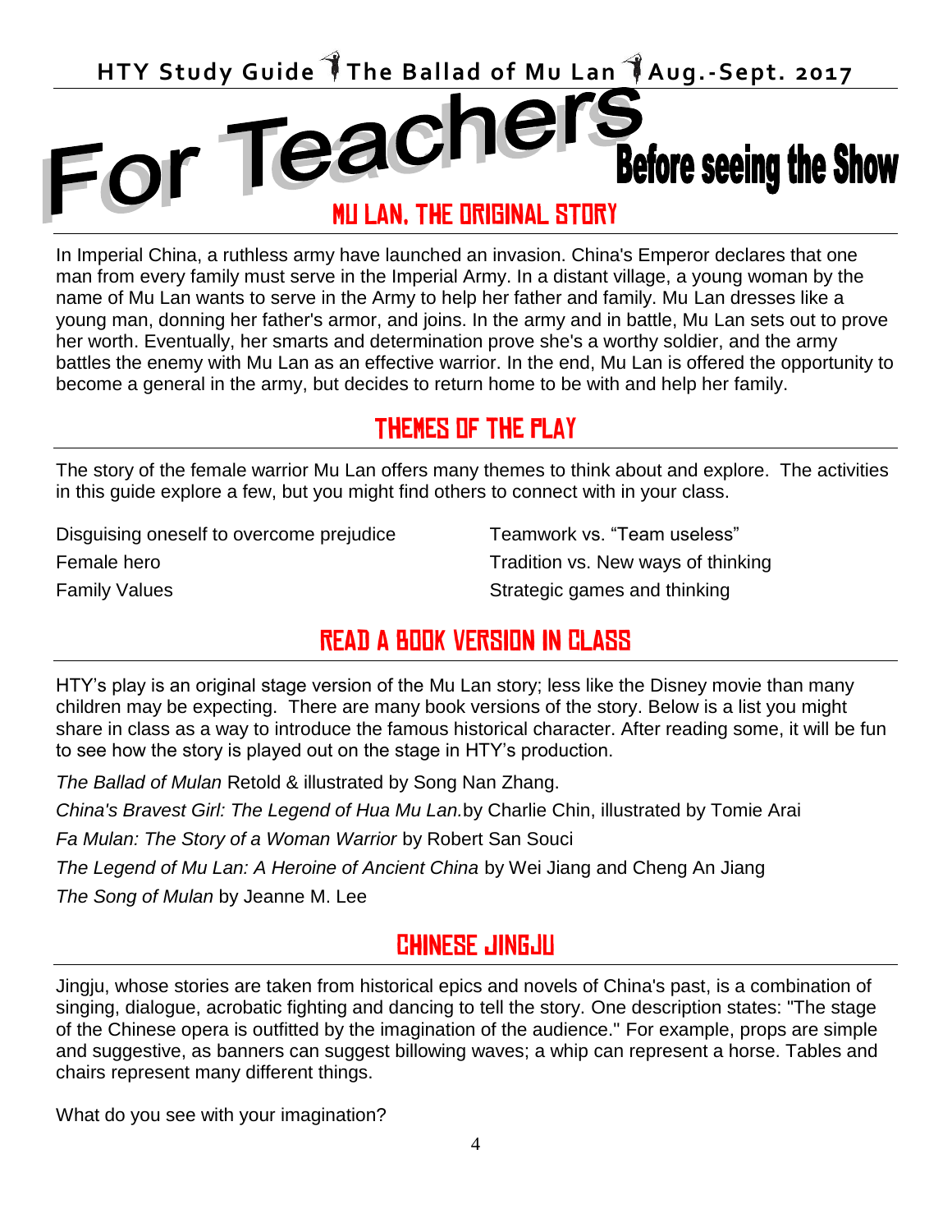# For Teachers Before seeing the Show

## MU LAN, THE ORIGINAL STORY

In Imperial China, a ruthless army have launched an invasion. China's Emperor declares that one man from every family must serve in the Imperial Army. In a distant village, a young woman by the name of Mu Lan wants to serve in the Army to help her father and family. Mu Lan dresses like a young man, donning her father's armor, and joins. In the army and in battle, Mu Lan sets out to prove her worth. Eventually, her smarts and determination prove she's a worthy soldier, and the army battles the enemy with Mu Lan as an effective warrior. In the end, Mu Lan is offered the opportunity to become a general in the army, but decides to return home to be with and help her family.

## THEMES OF THE PLAY

The story of the female warrior Mu Lan offers many themes to think about and explore. The activities in this guide explore a few, but you might find others to connect with in your class.

Disguising oneself to overcome prejudice

Female hero

Family Values

Teamwork vs. "Team useless"

Tradition vs. New ways of thinking

Strategic games and thinking

## READ A BOOK VERSION IN CLASS

HTY's play is an original stage version of the Mu Lan story; less like the Disney movie than many children may be expecting. There are many book versions of the story. Below is a list you might share in class as a way to introduce the famous historical character. After reading some, it will be fun to see how the story is played out on the stage in HTY's production.

*The Ballad of Mulan* Retold & illustrated by Song Nan Zhang.

*China's Bravest Girl: The Legend of Hua Mu Lan.* by Charlie Chin, illustrated by Tomie Arai

*Fa Mulan: The Story of a Woman Warrior* by Robert San Souci

*The Legend of Mu Lan: A Heroine of Ancient China* by Wei Jiang and Cheng An Jiang

*The Song of Mulan* by Jeanne M. Lee

## CHINESE JINGJU

Jingju, whose stories are taken from historical epics and novels of China's past, is a combination of singing, dialogue, acrobatic fighting and dancing to tell the story. One description states: "The stage of the Chinese opera is outfitted by the imagination of the audience." For example, props are simple and suggestive, as banners can suggest billowing waves; a whip can represent a horse. Tables and chairs represent many different things.

What do you see with your imagination?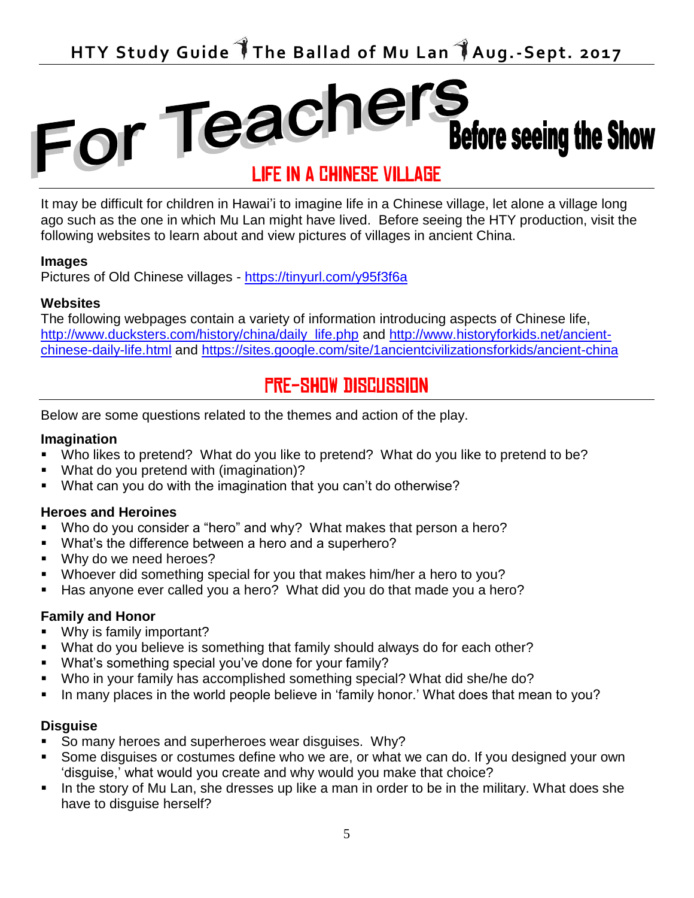# For Teachers

## Before seeing the Show

## LIFE IN A CHINESE VILLAGE

It may be difficult for children in Hawai'i to imagine life in a Chinese village, let alone a village long ago such as the one in which Mu Lan might have lived. Before seeing the HTY production, visit the following websites to learn about and view pictures of villages in ancient China.

**Images**
Pictures of Old Chinese villages - https://tinyurl.com/y95f3f6a

**Websites**
The following webpages contain a variety of information introducing aspects of Chinese life, http://www.ducksters.com/history/china/daily_life.php and http://www.historyforkids.net/ancient-chinese-daily-life.html and https://sites.google.com/site/1ancientcivilizationsforkids/ancient-china

## PRE-SHOW DISCUSSION

Below are some questions related to the themes and action of the play.

**Imagination**

- Who likes to pretend? What do you like to pretend? What do you like to pretend to be?
- What do you pretend with (imagination)?
- What can you do with the imagination that you can't do otherwise?

**Heroes and Heroines**

- Who do you consider a "hero" and why? What makes that person a hero?
- What's the difference between a hero and a superhero?
- Why do we need heroes?
- Whoever did something special for you that makes him/her a hero to you?
- Has anyone ever called you a hero? What did you do that made you a hero?

**Family and Honor**

- Why is family important?
- What do you believe is something that family should always do for each other?
- What's something special you've done for your family?
- Who in your family has accomplished something special? What did she/he do?
- In many places in the world people believe in 'family honor.' What does that mean to you?

**Disguise**

- So many heroes and superheroes wear disguises. Why?
- Some disguises or costumes define who we are, or what we can do. If you designed your own 'disguise,' what would you create and why would you make that choice?
- In the story of Mu Lan, she dresses up like a man in order to be in the military. What does she have to disguise herself?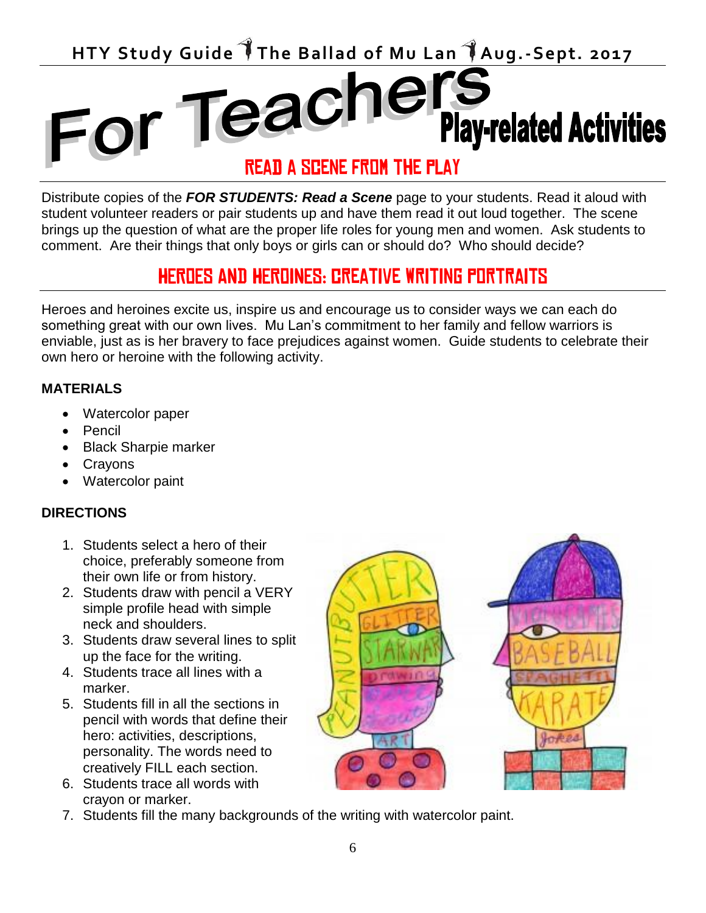# For Teachers Play-related Activities

## READ A SCENE FROM THE PLAY

Distribute copies of the ***FOR STUDENTS: Read a Scene*** page to your students. Read it aloud with student volunteer readers or pair students up and have them read it out loud together. The scene brings up the question of what are the proper life roles for young men and women. Ask students to comment. Are their things that only boys or girls can or should do? Who should decide?

## HEROES AND HEROINES: CREATIVE WRITING PORTRAITS

Heroes and heroines excite us, inspire us and encourage us to consider ways we can each do something great with our own lives. Mu Lan's commitment to her family and fellow warriors is enviable, just as is her bravery to face prejudices against women. Guide students to celebrate their own hero or heroine with the following activity.

**MATERIALS**

- Watercolor paper
- Pencil
- Black Sharpie marker
- Crayons
- Watercolor paint

**DIRECTIONS**

1. Students select a hero of their choice, preferably someone from their own life or from history.
2. Students draw with pencil a VERY simple profile head with simple neck and shoulders.
3. Students draw several lines to split up the face for the writing.
4. Students trace all lines with a marker.
5. Students fill in all the sections in pencil with words that define their hero: activities, descriptions, personality. The words need to creatively FILL each section.
6. Students trace all words with crayon or marker.
7. Students fill the many backgrounds of the writing with watercolor paint.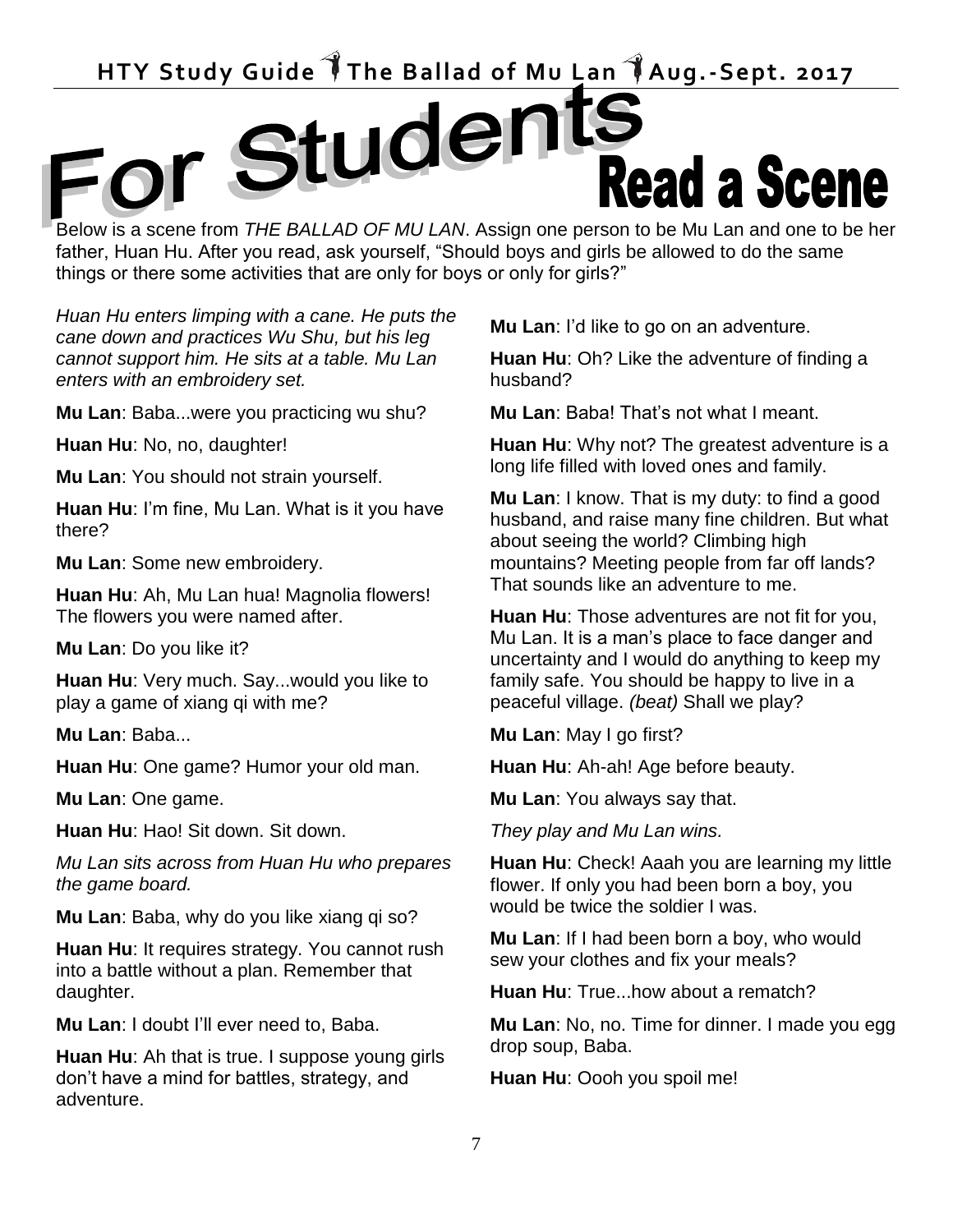# For Students

## Read a Scene

Below is a scene from *THE BALLAD OF MU LAN*. Assign one person to be Mu Lan and one to be her father, Huan Hu. After you read, ask yourself, "Should boys and girls be allowed to do the same things or there some activities that are only for boys or only for girls?"

*Huan Hu enters limping with a cane. He puts the cane down and practices Wu Shu, but his leg cannot support him. He sits at a table. Mu Lan enters with an embroidery set.*

**Mu Lan**: Baba...were you practicing wu shu?

**Huan Hu**: No, no, daughter!

**Mu Lan**: You should not strain yourself.

**Huan Hu**: I'm fine, Mu Lan. What is it you have there?

**Mu Lan**: Some new embroidery.

**Huan Hu**: Ah, Mu Lan hua! Magnolia flowers! The flowers you were named after.

**Mu Lan**: Do you like it?

**Huan Hu**: Very much. Say...would you like to play a game of xiang qi with me?

**Mu Lan**: Baba...

**Huan Hu**: One game? Humor your old man.

**Mu Lan**: One game.

**Huan Hu**: Hao! Sit down. Sit down.

*Mu Lan sits across from Huan Hu who prepares the game board.*

**Mu Lan**: Baba, why do you like xiang qi so?

**Huan Hu**: It requires strategy. You cannot rush into a battle without a plan. Remember that daughter.

**Mu Lan**: I doubt I'll ever need to, Baba.

**Huan Hu**: Ah that is true. I suppose young girls don't have a mind for battles, strategy, and adventure.

**Mu Lan**: I'd like to go on an adventure.

**Huan Hu**: Oh? Like the adventure of finding a husband?

**Mu Lan**: Baba! That's not what I meant.

**Huan Hu**: Why not? The greatest adventure is a long life filled with loved ones and family.

**Mu Lan**: I know. That is my duty: to find a good husband, and raise many fine children. But what about seeing the world? Climbing high mountains? Meeting people from far off lands? That sounds like an adventure to me.

**Huan Hu**: Those adventures are not fit for you, Mu Lan. It is a man's place to face danger and uncertainty and I would do anything to keep my family safe. You should be happy to live in a peaceful village. *(beat)* Shall we play?

**Mu Lan**: May I go first?

**Huan Hu**: Ah-ah! Age before beauty.

**Mu Lan**: You always say that.

*They play and Mu Lan wins.*

**Huan Hu**: Check! Aaah you are learning my little flower. If only you had been born a boy, you would be twice the soldier I was.

**Mu Lan**: If I had been born a boy, who would sew your clothes and fix your meals?

**Huan Hu**: True...how about a rematch?

**Mu Lan**: No, no. Time for dinner. I made you egg drop soup, Baba.

**Huan Hu**: Oooh you spoil me!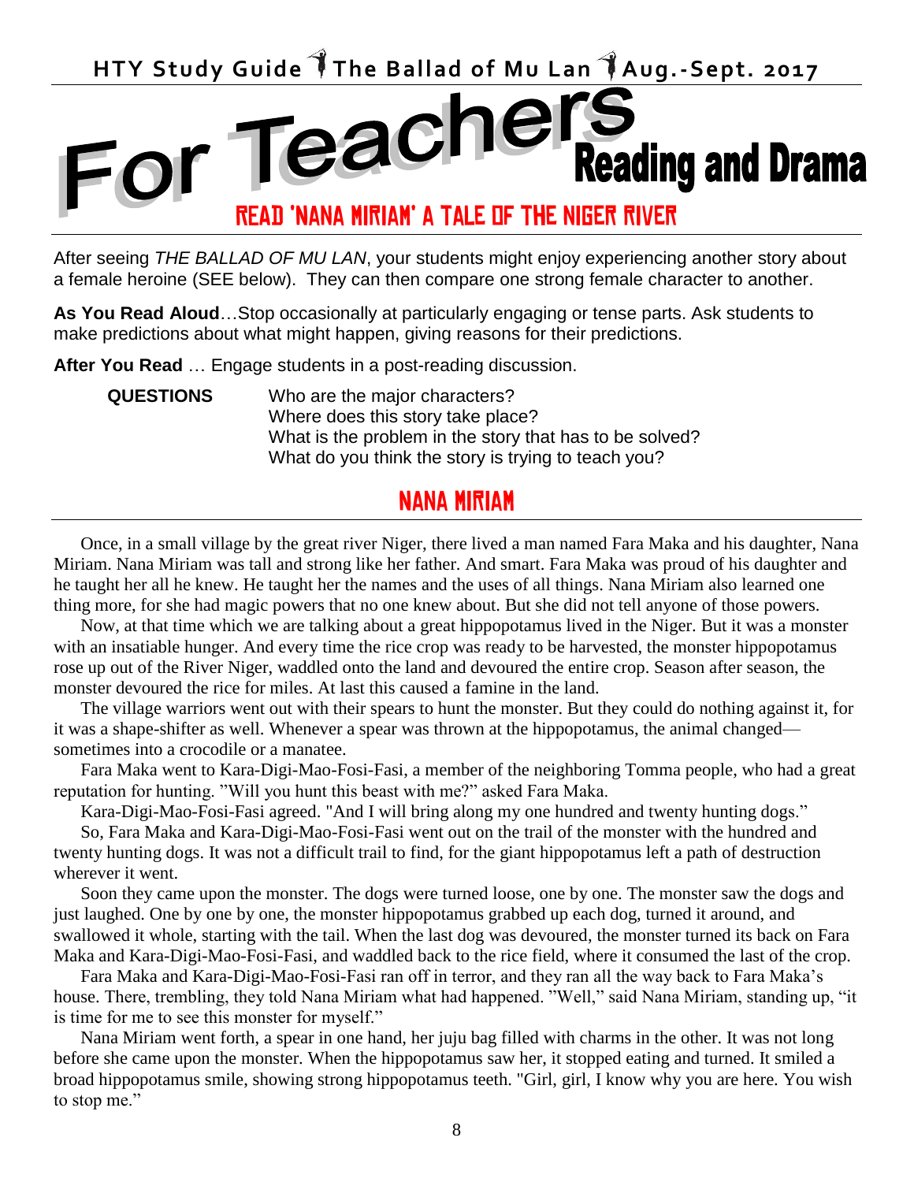# For Teachers Reading and Drama

## READ 'NANA MIRIAM' A TALE OF THE NIGER RIVER

After seeing *THE BALLAD OF MU LAN*, your students might enjoy experiencing another story about a female heroine (SEE below). They can then compare one strong female character to another.

**As You Read Aloud**…Stop occasionally at particularly engaging or tense parts. Ask students to make predictions about what might happen, giving reasons for their predictions.

**After You Read** … Engage students in a post-reading discussion.

**QUESTIONS**

- Who are the major characters?
- Where does this story take place?
- What is the problem in the story that has to be solved?
- What do you think the story is trying to teach you?

## NANA MIRIAM

Once, in a small village by the great river Niger, there lived a man named Fara Maka and his daughter, Nana Miriam. Nana Miriam was tall and strong like her father. And smart. Fara Maka was proud of his daughter and he taught her all he knew. He taught her the names and the uses of all things. Nana Miriam also learned one thing more, for she had magic powers that no one knew about. But she did not tell anyone of those powers.

Now, at that time which we are talking about a great hippopotamus lived in the Niger. But it was a monster with an insatiable hunger. And every time the rice crop was ready to be harvested, the monster hippopotamus rose up out of the River Niger, waddled onto the land and devoured the entire crop. Season after season, the monster devoured the rice for miles. At last this caused a famine in the land.

The village warriors went out with their spears to hunt the monster. But they could do nothing against it, for it was a shape-shifter as well. Whenever a spear was thrown at the hippopotamus, the animal changed—sometimes into a crocodile or a manatee.

Fara Maka went to Kara-Digi-Mao-Fosi-Fasi, a member of the neighboring Tomma people, who had a great reputation for hunting. "Will you hunt this beast with me?" asked Fara Maka.

Kara-Digi-Mao-Fosi-Fasi agreed. "And I will bring along my one hundred and twenty hunting dogs."

So, Fara Maka and Kara-Digi-Mao-Fosi-Fasi went out on the trail of the monster with the hundred and twenty hunting dogs. It was not a difficult trail to find, for the giant hippopotamus left a path of destruction wherever it went.

Soon they came upon the monster. The dogs were turned loose, one by one. The monster saw the dogs and just laughed. One by one by one, the monster hippopotamus grabbed up each dog, turned it around, and swallowed it whole, starting with the tail. When the last dog was devoured, the monster turned its back on Fara Maka and Kara-Digi-Mao-Fosi-Fasi, and waddled back to the rice field, where it consumed the last of the crop.

Fara Maka and Kara-Digi-Mao-Fosi-Fasi ran off in terror, and they ran all the way back to Fara Maka's house. There, trembling, they told Nana Miriam what had happened. "Well," said Nana Miriam, standing up, "it is time for me to see this monster for myself."

Nana Miriam went forth, a spear in one hand, her juju bag filled with charms in the other. It was not long before she came upon the monster. When the hippopotamus saw her, it stopped eating and turned. It smiled a broad hippopotamus smile, showing strong hippopotamus teeth. "Girl, girl, I know why you are here. You wish to stop me."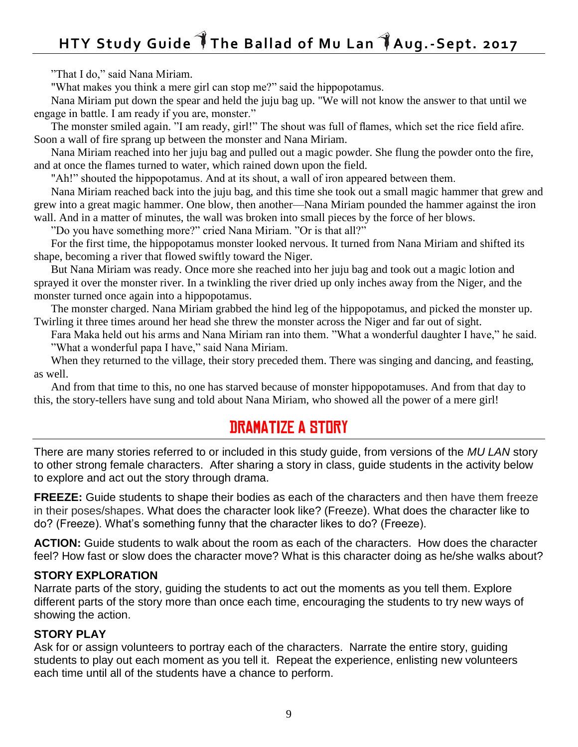"That I do," said Nana Miriam.

"What makes you think a mere girl can stop me?" said the hippopotamus.

Nana Miriam put down the spear and held the juju bag up. "We will not know the answer to that until we engage in battle. I am ready if you are, monster."

The monster smiled again. "I am ready, girl!" The shout was full of flames, which set the rice field afire. Soon a wall of fire sprang up between the monster and Nana Miriam.

Nana Miriam reached into her juju bag and pulled out a magic powder. She flung the powder onto the fire, and at once the flames turned to water, which rained down upon the field.

"Ah!" shouted the hippopotamus. And at its shout, a wall of iron appeared between them.

Nana Miriam reached back into the juju bag, and this time she took out a small magic hammer that grew and grew into a great magic hammer. One blow, then another—Nana Miriam pounded the hammer against the iron wall. And in a matter of minutes, the wall was broken into small pieces by the force of her blows.

"Do you have something more?" cried Nana Miriam. "Or is that all?"

For the first time, the hippopotamus monster looked nervous. It turned from Nana Miriam and shifted its shape, becoming a river that flowed swiftly toward the Niger.

But Nana Miriam was ready. Once more she reached into her juju bag and took out a magic lotion and sprayed it over the monster river. In a twinkling the river dried up only inches away from the Niger, and the monster turned once again into a hippopotamus.

The monster charged. Nana Miriam grabbed the hind leg of the hippopotamus, and picked the monster up. Twirling it three times around her head she threw the monster across the Niger and far out of sight.

Fara Maka held out his arms and Nana Miriam ran into them. "What a wonderful daughter I have," he said.

"What a wonderful papa I have," said Nana Miriam.

When they returned to the village, their story preceded them. There was singing and dancing, and feasting, as well.

And from that time to this, no one has starved because of monster hippopotamuses. And from that day to this, the story-tellers have sung and told about Nana Miriam, who showed all the power of a mere girl!

## DRAMATIZE A STORY

There are many stories referred to or included in this study guide, from versions of the *MU LAN* story to other strong female characters. After sharing a story in class, guide students in the activity below to explore and act out the story through drama.

**FREEZE:** Guide students to shape their bodies as each of the characters and then have them freeze in their poses/shapes. What does the character look like? (Freeze). What does the character like to do? (Freeze). What's something funny that the character likes to do? (Freeze).

**ACTION:** Guide students to walk about the room as each of the characters. How does the character feel? How fast or slow does the character move? What is this character doing as he/she walks about?

### STORY EXPLORATION

Narrate parts of the story, guiding the students to act out the moments as you tell them. Explore different parts of the story more than once each time, encouraging the students to try new ways of showing the action.

### STORY PLAY

Ask for or assign volunteers to portray each of the characters. Narrate the entire story, guiding students to play out each moment as you tell it. Repeat the experience, enlisting new volunteers each time until all of the students have a chance to perform.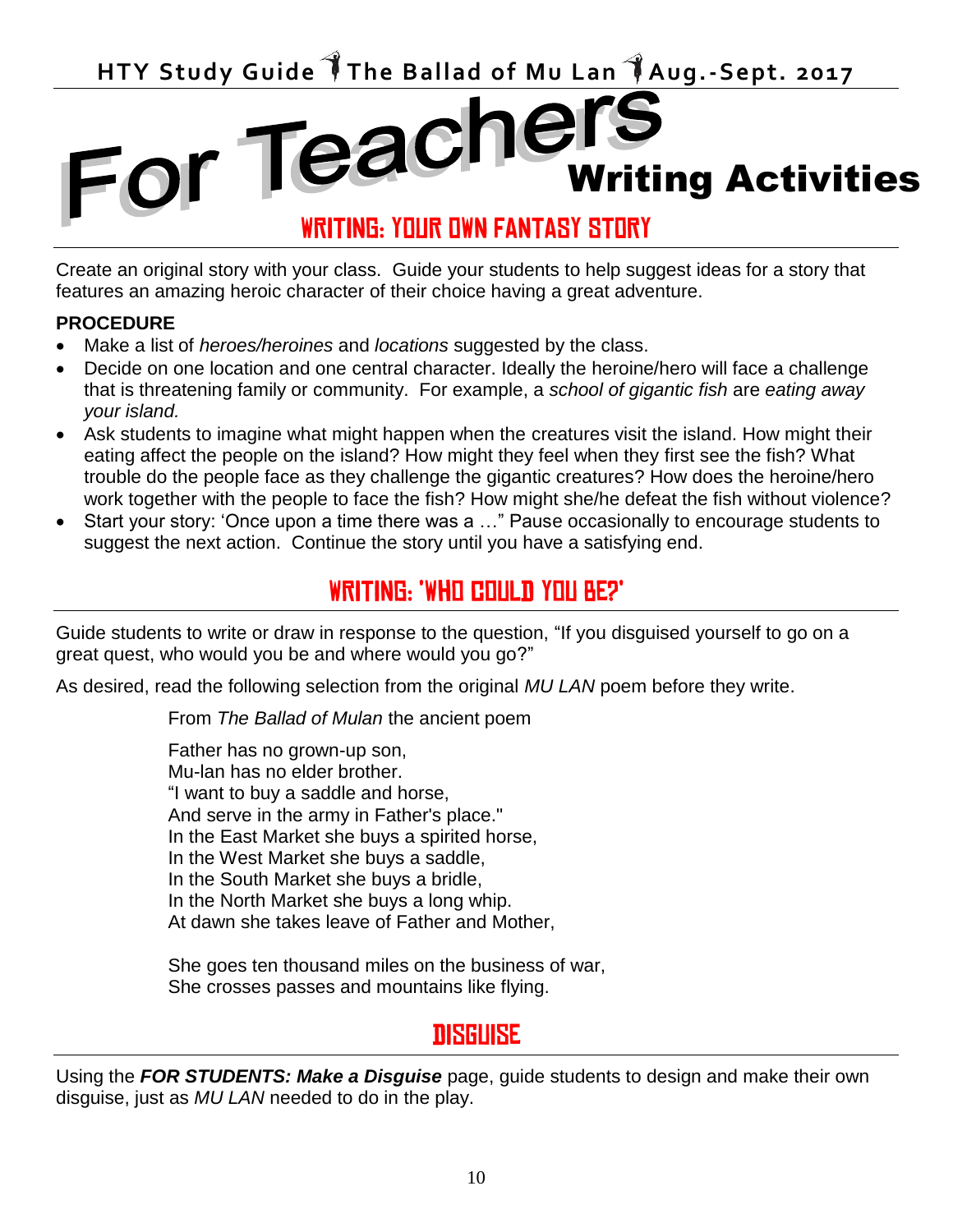# For Teachers Writing Activities

## WRITING: YOUR OWN FANTASY STORY

Create an original story with your class. Guide your students to help suggest ideas for a story that features an amazing heroic character of their choice having a great adventure.

**PROCEDURE**

- Make a list of *heroes/heroines* and *locations* suggested by the class.
- Decide on one location and one central character. Ideally the heroine/hero will face a challenge that is threatening family or community. For example, a *school of gigantic fish* are *eating away your island.*
- Ask students to imagine what might happen when the creatures visit the island. How might their eating affect the people on the island? How might they feel when they first see the fish? What trouble do the people face as they challenge the gigantic creatures? How does the heroine/hero work together with the people to face the fish? How might she/he defeat the fish without violence?
- Start your story: 'Once upon a time there was a …" Pause occasionally to encourage students to suggest the next action. Continue the story until you have a satisfying end.

## WRITING: 'WHO COULD YOU BE?'

Guide students to write or draw in response to the question, "If you disguised yourself to go on a great quest, who would you be and where would you go?"

As desired, read the following selection from the original *MU LAN* poem before they write.

From *The Ballad of Mulan* the ancient poem

Father has no grown-up son,
Mu-lan has no elder brother.
"I want to buy a saddle and horse,
And serve in the army in Father's place."
In the East Market she buys a spirited horse,
In the West Market she buys a saddle,
In the South Market she buys a bridle,
In the North Market she buys a long whip.
At dawn she takes leave of Father and Mother,

She goes ten thousand miles on the business of war,
She crosses passes and mountains like flying.

## DISGUISE

Using the ***FOR STUDENTS: Make a Disguise*** page, guide students to design and make their own disguise, just as *MU LAN* needed to do in the play.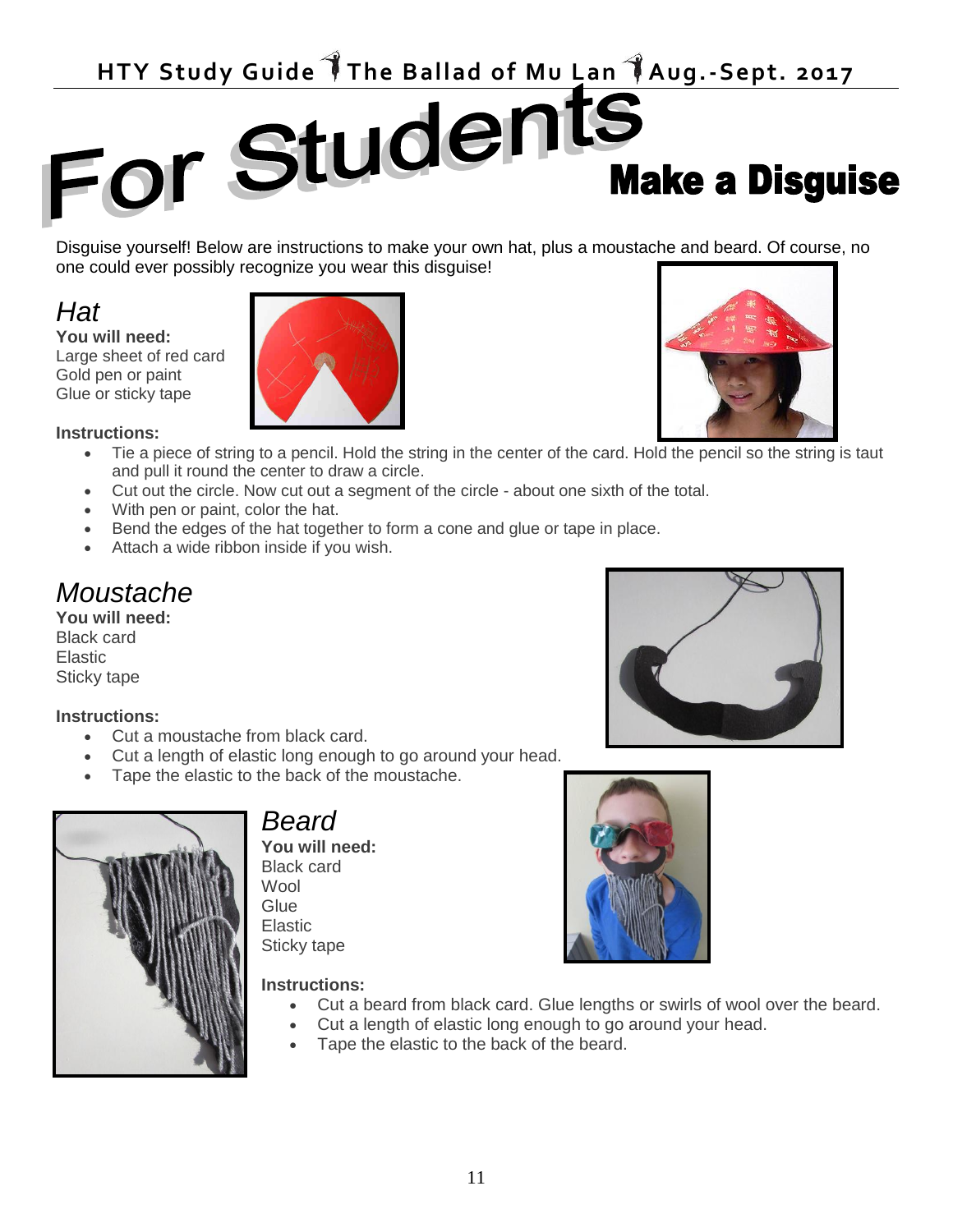# For Students

## Make a Disguise

Disguise yourself! Below are instructions to make your own hat, plus a moustache and beard. Of course, no one could ever possibly recognize you wear this disguise!

### *Hat*

**You will need:**
Large sheet of red card
Gold pen or paint
Glue or sticky tape

**Instructions:**

- Tie a piece of string to a pencil. Hold the string in the center of the card. Hold the pencil so the string is taut and pull it round the center to draw a circle.
- Cut out the circle. Now cut out a segment of the circle - about one sixth of the total.
- With pen or paint, color the hat.
- Bend the edges of the hat together to form a cone and glue or tape in place.
- Attach a wide ribbon inside if you wish.

### *Moustache*

**You will need:**
Black card
Elastic
Sticky tape

**Instructions:**

- Cut a moustache from black card.
- Cut a length of elastic long enough to go around your head.
- Tape the elastic to the back of the moustache.

### *Beard*

**You will need:**
Black card
Wool
Glue
Elastic
Sticky tape

**Instructions:**

- Cut a beard from black card. Glue lengths or swirls of wool over the beard.
- Cut a length of elastic long enough to go around your head.
- Tape the elastic to the back of the beard.